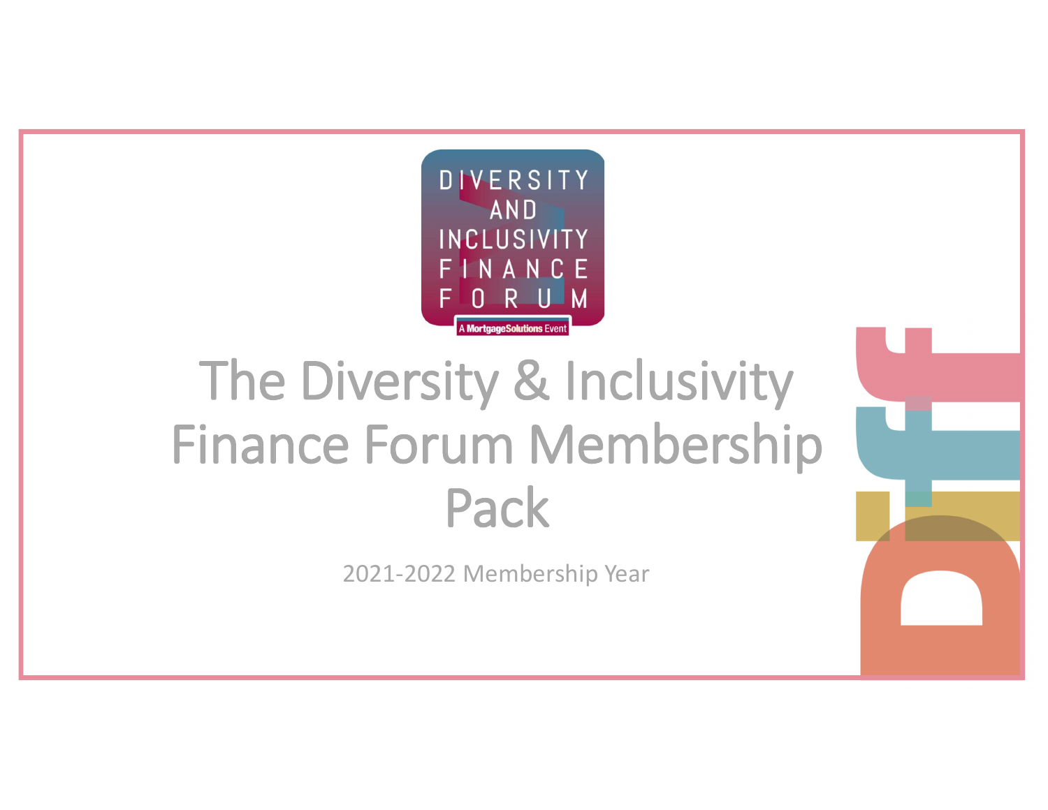# The Diversity & Inclusivity Finance Forum Membership Pack

2021-2022 Membership Year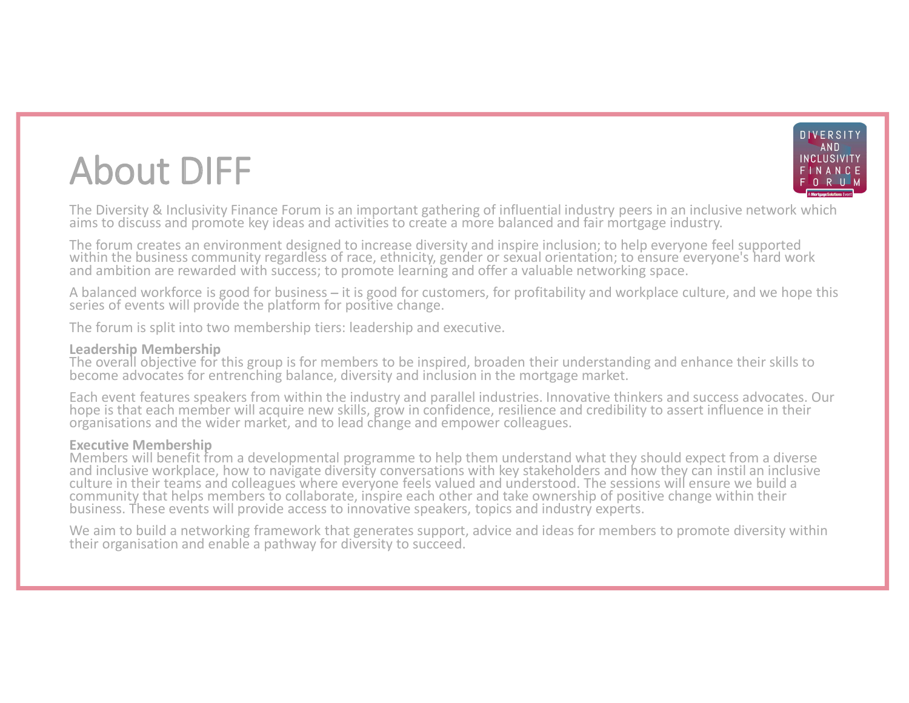# About DIFF

The Diversity & Inclusivity Finance Forum is an important gathering of influential industry peers in an inclusive network which aims to discuss and promote key ideas and activities to create a more balanced and fair mortgage industry.

The forum creates an environment designed to increase diversity and inspire inclusion; to help everyone feel supported within the business community regardless of race, ethnicity, gender or sexual orientation; to ensure everyone's hard work and ambition are rewarded with success; to promote learning and offer a valuable networking space.

A balanced workforce is good for business – it is good for customers, for profitability and workplace culture, and we hope this series of events will provide the platform for positive change.

The forum is split into two membership tiers: leadership and executive.

**Leadership Membership**
The overall objective for this group is for members to be inspired, broaden their understanding and enhance their skills to become advocates for entrenching balance, diversity and inclusion in the mortgage market.

Each event features speakers from within the industry and parallel industries. Innovative thinkers and success advocates. Our hope is that each member will acquire new skills, grow in confidence, resilience and credibility to assert influence in their organisations and the wider market, and to lead change and empower colleagues.

**Executive Membership**
Members will benefit from a developmental programme to help them understand what they should expect from a diverse and inclusive workplace, how to navigate diversity conversations with key stakeholders and how they can instil an inclusive culture in their teams and colleagues where everyone feels valued and understood. The sessions will ensure we build a community that helps members to collaborate, inspire each other and take ownership of positive change within their business. These events will provide access to innovative speakers, topics and industry experts.

We aim to build a networking framework that generates support, advice and ideas for members to promote diversity within their organisation and enable a pathway for diversity to succeed.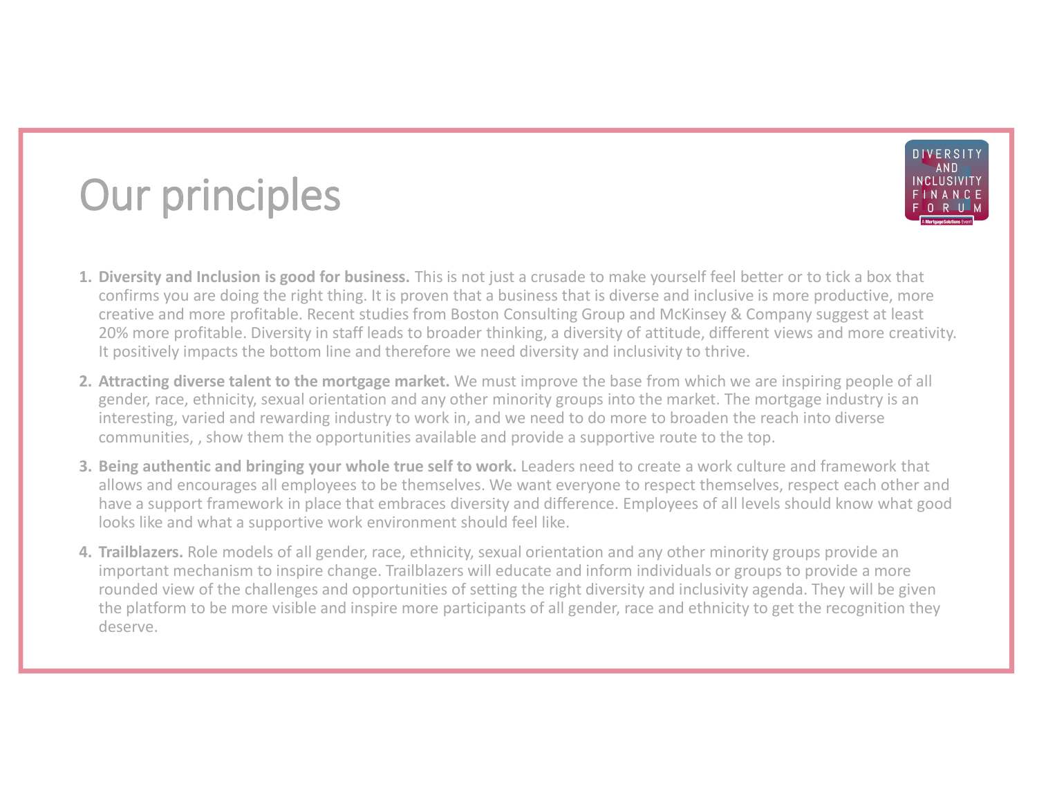# Our principles

1. **Diversity and Inclusion is good for business.** This is not just a crusade to make yourself feel better or to tick a box that confirms you are doing the right thing. It is proven that a business that is diverse and inclusive is more productive, more creative and more profitable. Recent studies from Boston Consulting Group and McKinsey & Company suggest at least 20% more profitable. Diversity in staff leads to broader thinking, a diversity of attitude, different views and more creativity. It positively impacts the bottom line and therefore we need diversity and inclusivity to thrive.

2. **Attracting diverse talent to the mortgage market.** We must improve the base from which we are inspiring people of all gender, race, ethnicity, sexual orientation and any other minority groups into the market. The mortgage industry is an interesting, varied and rewarding industry to work in, and we need to do more to broaden the reach into diverse communities, , show them the opportunities available and provide a supportive route to the top.

3. **Being authentic and bringing your whole true self to work.** Leaders need to create a work culture and framework that allows and encourages all employees to be themselves. We want everyone to respect themselves, respect each other and have a support framework in place that embraces diversity and difference. Employees of all levels should know what good looks like and what a supportive work environment should feel like.

4. **Trailblazers.** Role models of all gender, race, ethnicity, sexual orientation and any other minority groups provide an important mechanism to inspire change. Trailblazers will educate and inform individuals or groups to provide a more rounded view of the challenges and opportunities of setting the right diversity and inclusivity agenda. They will be given the platform to be more visible and inspire more participants of all gender, race and ethnicity to get the recognition they deserve.